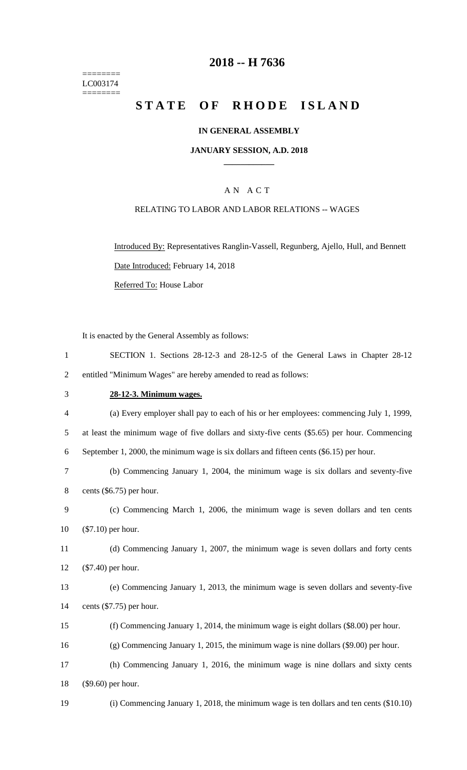# 2018 -- H 7636

========
LC003174
========

## STATE OF RHODE ISLAND

**IN GENERAL ASSEMBLY**

**JANUARY SESSION, A.D. 2018**

---

A N A C T

RELATING TO LABOR AND LABOR RELATIONS -- WAGES

Introduced By: Representatives Ranglin-Vassell, Regunberg, Ajello, Hull, and Bennett

Date Introduced: February 14, 2018

Referred To: House Labor

It is enacted by the General Assembly as follows:

1 SECTION 1. Sections 28-12-3 and 28-12-5 of the General Laws in Chapter 28-12
2 entitled "Minimum Wages" are hereby amended to read as follows:

3 **28-12-3. Minimum wages.**

4 (a) Every employer shall pay to each of his or her employees: commencing July 1, 1999,
5 at least the minimum wage of five dollars and sixty-five cents ($5.65) per hour. Commencing
6 September 1, 2000, the minimum wage is six dollars and fifteen cents ($6.15) per hour.

7 (b) Commencing January 1, 2004, the minimum wage is six dollars and seventy-five
8 cents ($6.75) per hour.

9 (c) Commencing March 1, 2006, the minimum wage is seven dollars and ten cents
10 ($7.10) per hour.

11 (d) Commencing January 1, 2007, the minimum wage is seven dollars and forty cents
12 ($7.40) per hour.

13 (e) Commencing January 1, 2013, the minimum wage is seven dollars and seventy-five
14 cents ($7.75) per hour.

15 (f) Commencing January 1, 2014, the minimum wage is eight dollars ($8.00) per hour.

16 (g) Commencing January 1, 2015, the minimum wage is nine dollars ($9.00) per hour.

17 (h) Commencing January 1, 2016, the minimum wage is nine dollars and sixty cents
18 ($9.60) per hour.

19 (i) Commencing January 1, 2018, the minimum wage is ten dollars and ten cents ($10.10)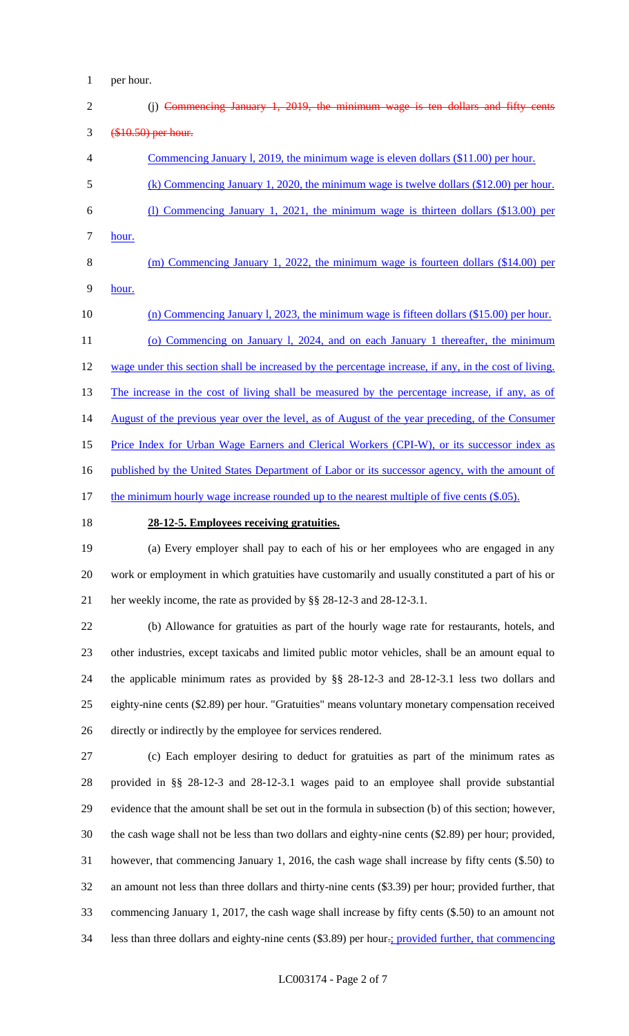per hour.

(j) ~~Commencing January 1, 2019, the minimum wage is ten dollars and fifty cents ($10.50) per hour.~~

Commencing January l, 2019, the minimum wage is eleven dollars ($11.00) per hour.

(k) Commencing January 1, 2020, the minimum wage is twelve dollars ($12.00) per hour.

(l) Commencing January 1, 2021, the minimum wage is thirteen dollars ($13.00) per hour.

(m) Commencing January 1, 2022, the minimum wage is fourteen dollars ($14.00) per hour.

(n) Commencing January l, 2023, the minimum wage is fifteen dollars ($15.00) per hour.

(o) Commencing on January l, 2024, and on each January 1 thereafter, the minimum wage under this section shall be increased by the percentage increase, if any, in the cost of living. The increase in the cost of living shall be measured by the percentage increase, if any, as of August of the previous year over the level, as of August of the year preceding, of the Consumer Price Index for Urban Wage Earners and Clerical Workers (CPI-W), or its successor index as published by the United States Department of Labor or its successor agency, with the amount of the minimum hourly wage increase rounded up to the nearest multiple of five cents ($.05).

**28-12-5. Employees receiving gratuities.**

(a) Every employer shall pay to each of his or her employees who are engaged in any work or employment in which gratuities have customarily and usually constituted a part of his or her weekly income, the rate as provided by §§ 28-12-3 and 28-12-3.1.

(b) Allowance for gratuities as part of the hourly wage rate for restaurants, hotels, and other industries, except taxicabs and limited public motor vehicles, shall be an amount equal to the applicable minimum rates as provided by §§ 28-12-3 and 28-12-3.1 less two dollars and eighty-nine cents ($2.89) per hour. "Gratuities" means voluntary monetary compensation received directly or indirectly by the employee for services rendered.

(c) Each employer desiring to deduct for gratuities as part of the minimum rates as provided in §§ 28-12-3 and 28-12-3.1 wages paid to an employee shall provide substantial evidence that the amount shall be set out in the formula in subsection (b) of this section; however, the cash wage shall not be less than two dollars and eighty-nine cents ($2.89) per hour; provided, however, that commencing January 1, 2016, the cash wage shall increase by fifty cents ($.50) to an amount not less than three dollars and thirty-nine cents ($3.39) per hour; provided further, that commencing January 1, 2017, the cash wage shall increase by fifty cents ($.50) to an amount not less than three dollars and eighty-nine cents ($3.89) per hour~~.~~; provided further, that commencing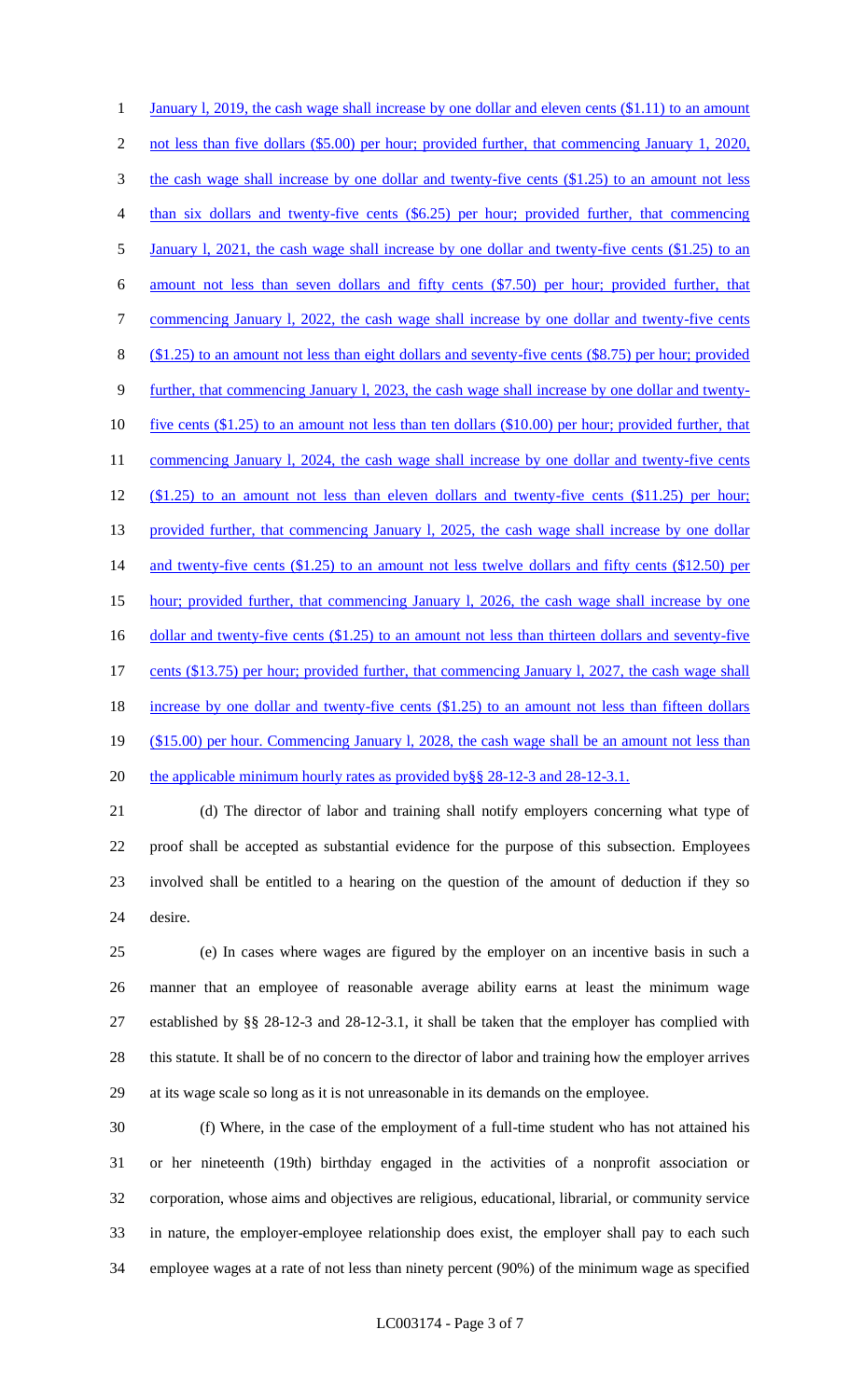January l, 2019, the cash wage shall increase by one dollar and eleven cents ($1.11) to an amount not less than five dollars ($5.00) per hour; provided further, that commencing January 1, 2020, the cash wage shall increase by one dollar and twenty-five cents ($1.25) to an amount not less than six dollars and twenty-five cents ($6.25) per hour; provided further, that commencing January l, 2021, the cash wage shall increase by one dollar and twenty-five cents ($1.25) to an amount not less than seven dollars and fifty cents ($7.50) per hour; provided further, that commencing January l, 2022, the cash wage shall increase by one dollar and twenty-five cents ($1.25) to an amount not less than eight dollars and seventy-five cents ($8.75) per hour; provided further, that commencing January l, 2023, the cash wage shall increase by one dollar and twenty-five cents ($1.25) to an amount not less than ten dollars ($10.00) per hour; provided further, that commencing January l, 2024, the cash wage shall increase by one dollar and twenty-five cents ($1.25) to an amount not less than eleven dollars and twenty-five cents ($11.25) per hour; provided further, that commencing January l, 2025, the cash wage shall increase by one dollar and twenty-five cents ($1.25) to an amount not less twelve dollars and fifty cents ($12.50) per hour; provided further, that commencing January l, 2026, the cash wage shall increase by one dollar and twenty-five cents ($1.25) to an amount not less than thirteen dollars and seventy-five cents ($13.75) per hour; provided further, that commencing January l, 2027, the cash wage shall increase by one dollar and twenty-five cents ($1.25) to an amount not less than fifteen dollars ($15.00) per hour. Commencing January l, 2028, the cash wage shall be an amount not less than the applicable minimum hourly rates as provided by§§ 28-12-3 and 28-12-3.1.

(d) The director of labor and training shall notify employers concerning what type of proof shall be accepted as substantial evidence for the purpose of this subsection. Employees involved shall be entitled to a hearing on the question of the amount of deduction if they so desire.

(e) In cases where wages are figured by the employer on an incentive basis in such a manner that an employee of reasonable average ability earns at least the minimum wage established by §§ 28-12-3 and 28-12-3.1, it shall be taken that the employer has complied with this statute. It shall be of no concern to the director of labor and training how the employer arrives at its wage scale so long as it is not unreasonable in its demands on the employee.

(f) Where, in the case of the employment of a full-time student who has not attained his or her nineteenth (19th) birthday engaged in the activities of a nonprofit association or corporation, whose aims and objectives are religious, educational, librarial, or community service in nature, the employer-employee relationship does exist, the employer shall pay to each such employee wages at a rate of not less than ninety percent (90%) of the minimum wage as specified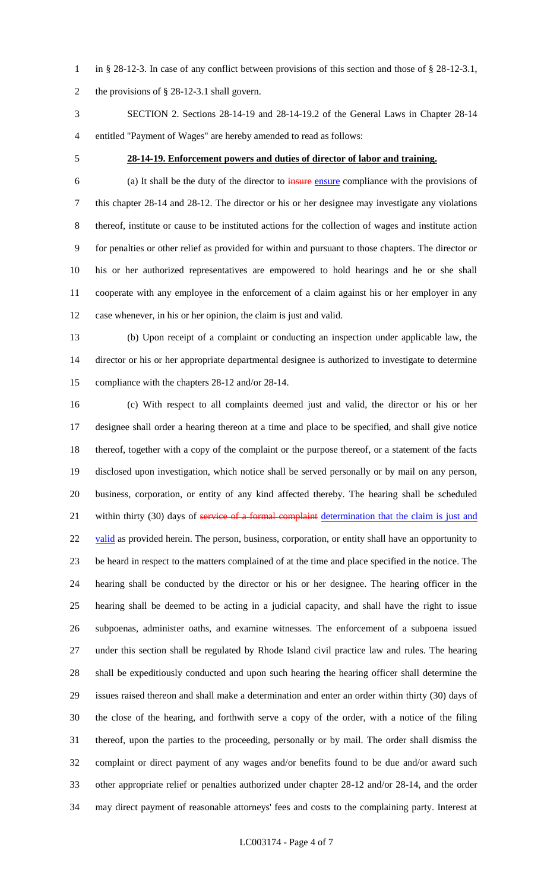in § 28-12-3. In case of any conflict between provisions of this section and those of § 28-12-3.1, the provisions of § 28-12-3.1 shall govern.

SECTION 2. Sections 28-14-19 and 28-14-19.2 of the General Laws in Chapter 28-14 entitled "Payment of Wages" are hereby amended to read as follows:

**28-14-19. Enforcement powers and duties of director of labor and training.**

(a) It shall be the duty of the director to ~~insure~~ ensure compliance with the provisions of this chapter 28-14 and 28-12. The director or his or her designee may investigate any violations thereof, institute or cause to be instituted actions for the collection of wages and institute action for penalties or other relief as provided for within and pursuant to those chapters. The director or his or her authorized representatives are empowered to hold hearings and he or she shall cooperate with any employee in the enforcement of a claim against his or her employer in any case whenever, in his or her opinion, the claim is just and valid.

(b) Upon receipt of a complaint or conducting an inspection under applicable law, the director or his or her appropriate departmental designee is authorized to investigate to determine compliance with the chapters 28-12 and/or 28-14.

(c) With respect to all complaints deemed just and valid, the director or his or her designee shall order a hearing thereon at a time and place to be specified, and shall give notice thereof, together with a copy of the complaint or the purpose thereof, or a statement of the facts disclosed upon investigation, which notice shall be served personally or by mail on any person, business, corporation, or entity of any kind affected thereby. The hearing shall be scheduled within thirty (30) days of ~~service of a formal complaint~~ determination that the claim is just and valid as provided herein. The person, business, corporation, or entity shall have an opportunity to be heard in respect to the matters complained of at the time and place specified in the notice. The hearing shall be conducted by the director or his or her designee. The hearing officer in the hearing shall be deemed to be acting in a judicial capacity, and shall have the right to issue subpoenas, administer oaths, and examine witnesses. The enforcement of a subpoena issued under this section shall be regulated by Rhode Island civil practice law and rules. The hearing shall be expeditiously conducted and upon such hearing the hearing officer shall determine the issues raised thereon and shall make a determination and enter an order within thirty (30) days of the close of the hearing, and forthwith serve a copy of the order, with a notice of the filing thereof, upon the parties to the proceeding, personally or by mail. The order shall dismiss the complaint or direct payment of any wages and/or benefits found to be due and/or award such other appropriate relief or penalties authorized under chapter 28-12 and/or 28-14, and the order may direct payment of reasonable attorneys' fees and costs to the complaining party. Interest at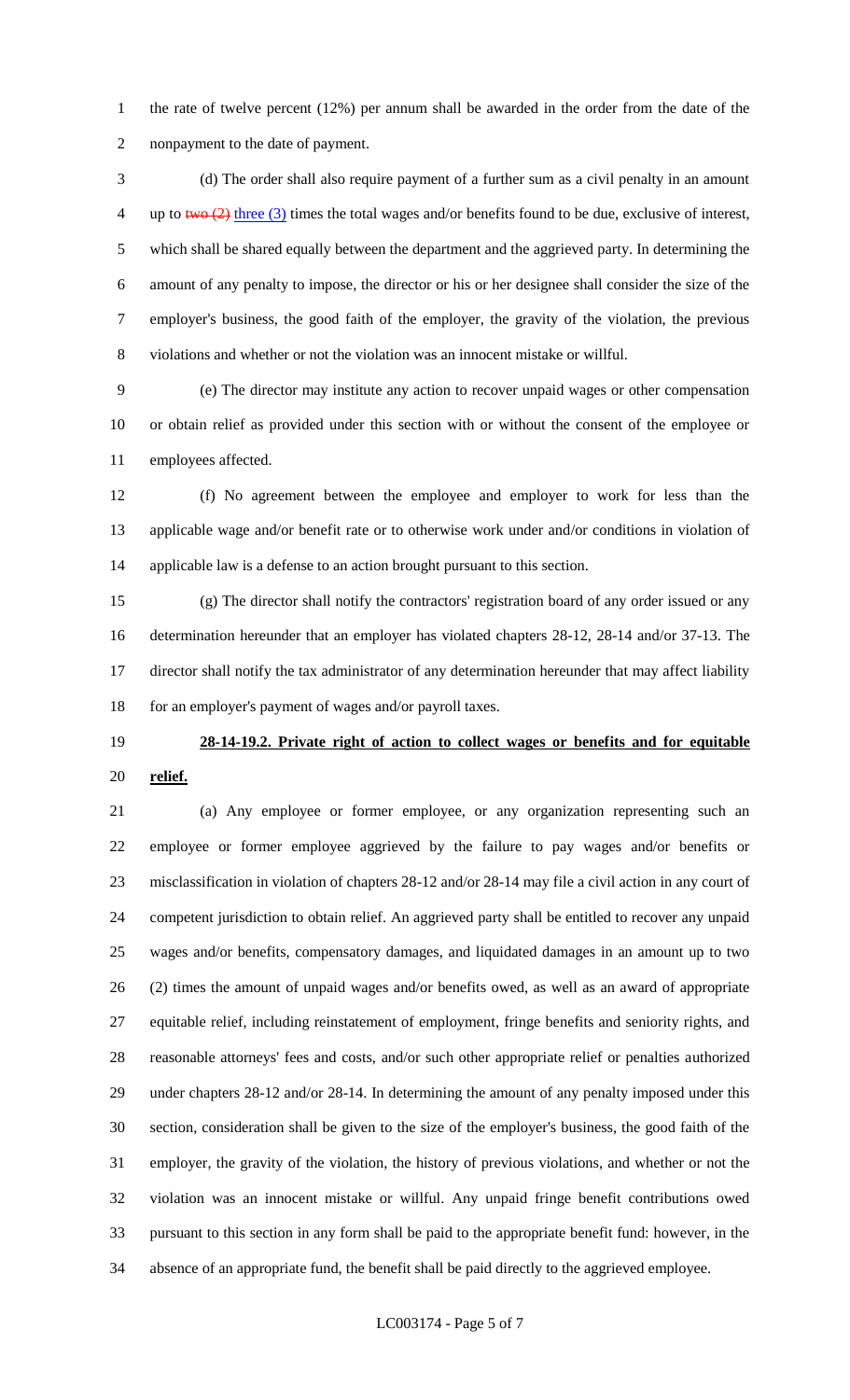the rate of twelve percent (12%) per annum shall be awarded in the order from the date of the nonpayment to the date of payment.

(d) The order shall also require payment of a further sum as a civil penalty in an amount up to ~~two (2)~~ three (3) times the total wages and/or benefits found to be due, exclusive of interest, which shall be shared equally between the department and the aggrieved party. In determining the amount of any penalty to impose, the director or his or her designee shall consider the size of the employer's business, the good faith of the employer, the gravity of the violation, the previous violations and whether or not the violation was an innocent mistake or willful.

(e) The director may institute any action to recover unpaid wages or other compensation or obtain relief as provided under this section with or without the consent of the employee or employees affected.

(f) No agreement between the employee and employer to work for less than the applicable wage and/or benefit rate or to otherwise work under and/or conditions in violation of applicable law is a defense to an action brought pursuant to this section.

(g) The director shall notify the contractors' registration board of any order issued or any determination hereunder that an employer has violated chapters 28-12, 28-14 and/or 37-13. The director shall notify the tax administrator of any determination hereunder that may affect liability for an employer's payment of wages and/or payroll taxes.

**28-14-19.2. Private right of action to collect wages or benefits and for equitable relief.**

(a) Any employee or former employee, or any organization representing such an employee or former employee aggrieved by the failure to pay wages and/or benefits or misclassification in violation of chapters 28-12 and/or 28-14 may file a civil action in any court of competent jurisdiction to obtain relief. An aggrieved party shall be entitled to recover any unpaid wages and/or benefits, compensatory damages, and liquidated damages in an amount up to two (2) times the amount of unpaid wages and/or benefits owed, as well as an award of appropriate equitable relief, including reinstatement of employment, fringe benefits and seniority rights, and reasonable attorneys' fees and costs, and/or such other appropriate relief or penalties authorized under chapters 28-12 and/or 28-14. In determining the amount of any penalty imposed under this section, consideration shall be given to the size of the employer's business, the good faith of the employer, the gravity of the violation, the history of previous violations, and whether or not the violation was an innocent mistake or willful. Any unpaid fringe benefit contributions owed pursuant to this section in any form shall be paid to the appropriate benefit fund: however, in the absence of an appropriate fund, the benefit shall be paid directly to the aggrieved employee.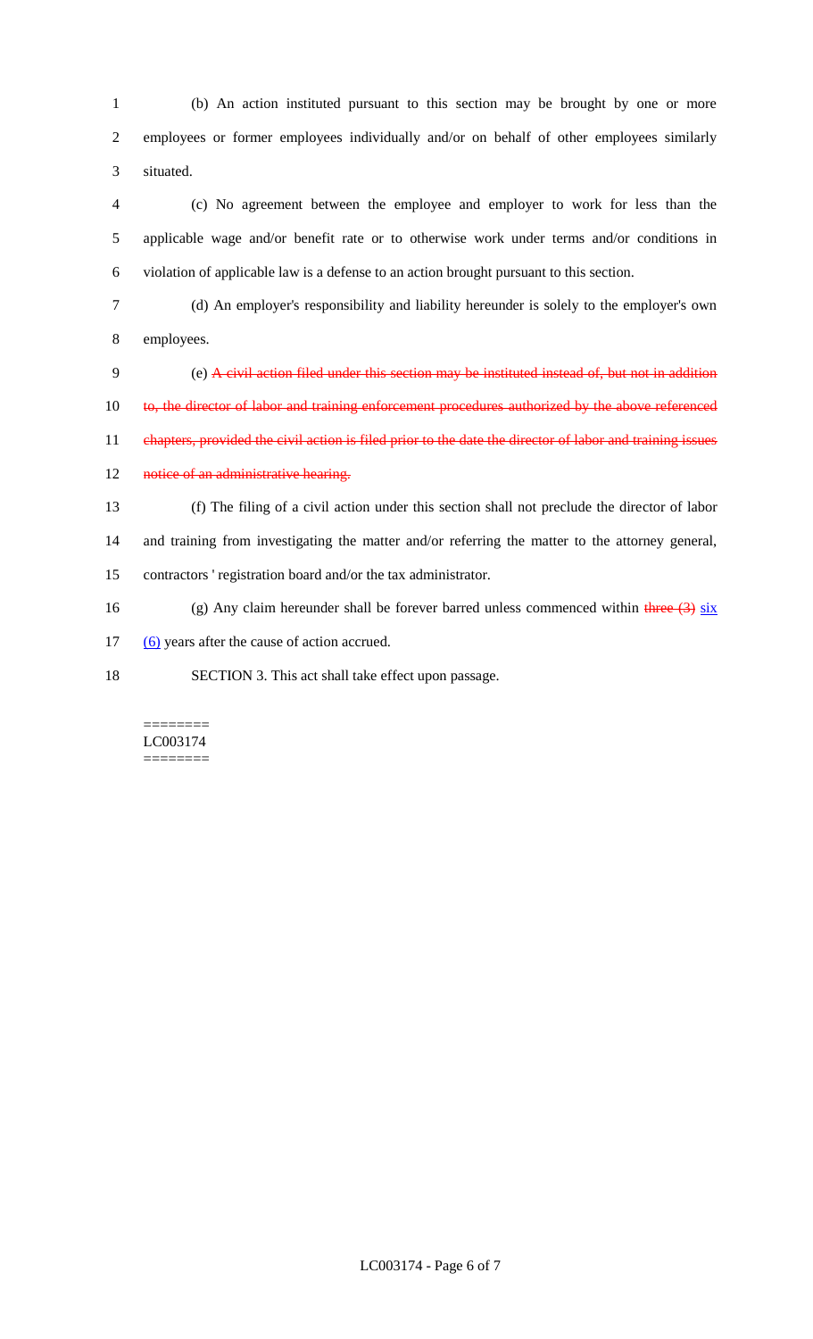(b) An action instituted pursuant to this section may be brought by one or more employees or former employees individually and/or on behalf of other employees similarly situated.

(c) No agreement between the employee and employer to work for less than the applicable wage and/or benefit rate or to otherwise work under terms and/or conditions in violation of applicable law is a defense to an action brought pursuant to this section.

(d) An employer's responsibility and liability hereunder is solely to the employer's own employees.

(e) ~~A civil action filed under this section may be instituted instead of, but not in addition to, the director of labor and training enforcement procedures authorized by the above referenced chapters, provided the civil action is filed prior to the date the director of labor and training issues notice of an administrative hearing.~~

(f) The filing of a civil action under this section shall not preclude the director of labor and training from investigating the matter and/or referring the matter to the attorney general, contractors ' registration board and/or the tax administrator.

(g) Any claim hereunder shall be forever barred unless commenced within ~~three (3)~~ six (6) years after the cause of action accrued.

SECTION 3. This act shall take effect upon passage.

========
LC003174
========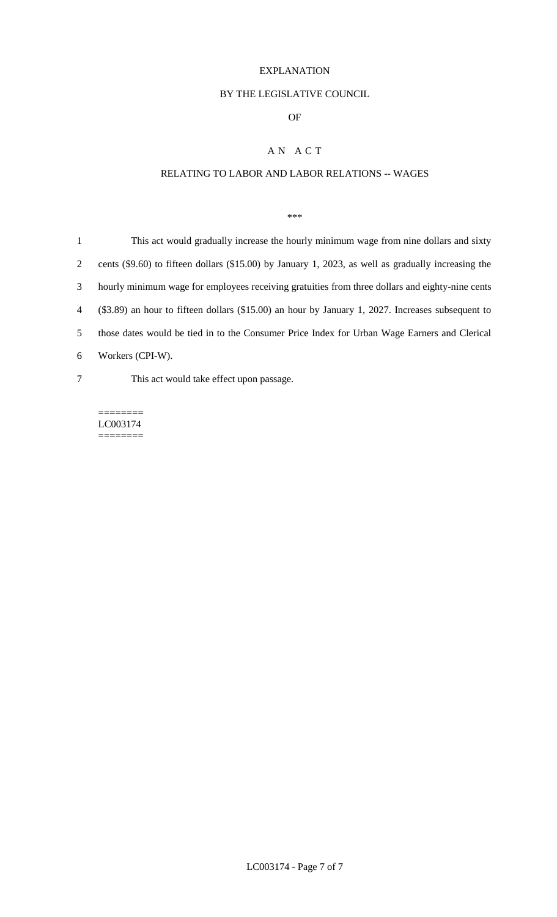EXPLANATION

BY THE LEGISLATIVE COUNCIL

OF

A N A C T

RELATING TO LABOR AND LABOR RELATIONS -- WAGES

\*\*\*

This act would gradually increase the hourly minimum wage from nine dollars and sixty cents ($9.60) to fifteen dollars ($15.00) by January 1, 2023, as well as gradually increasing the hourly minimum wage for employees receiving gratuities from three dollars and eighty-nine cents ($3.89) an hour to fifteen dollars ($15.00) an hour by January 1, 2027. Increases subsequent to those dates would be tied in to the Consumer Price Index for Urban Wage Earners and Clerical Workers (CPI-W).

This act would take effect upon passage.

========
LC003174
========